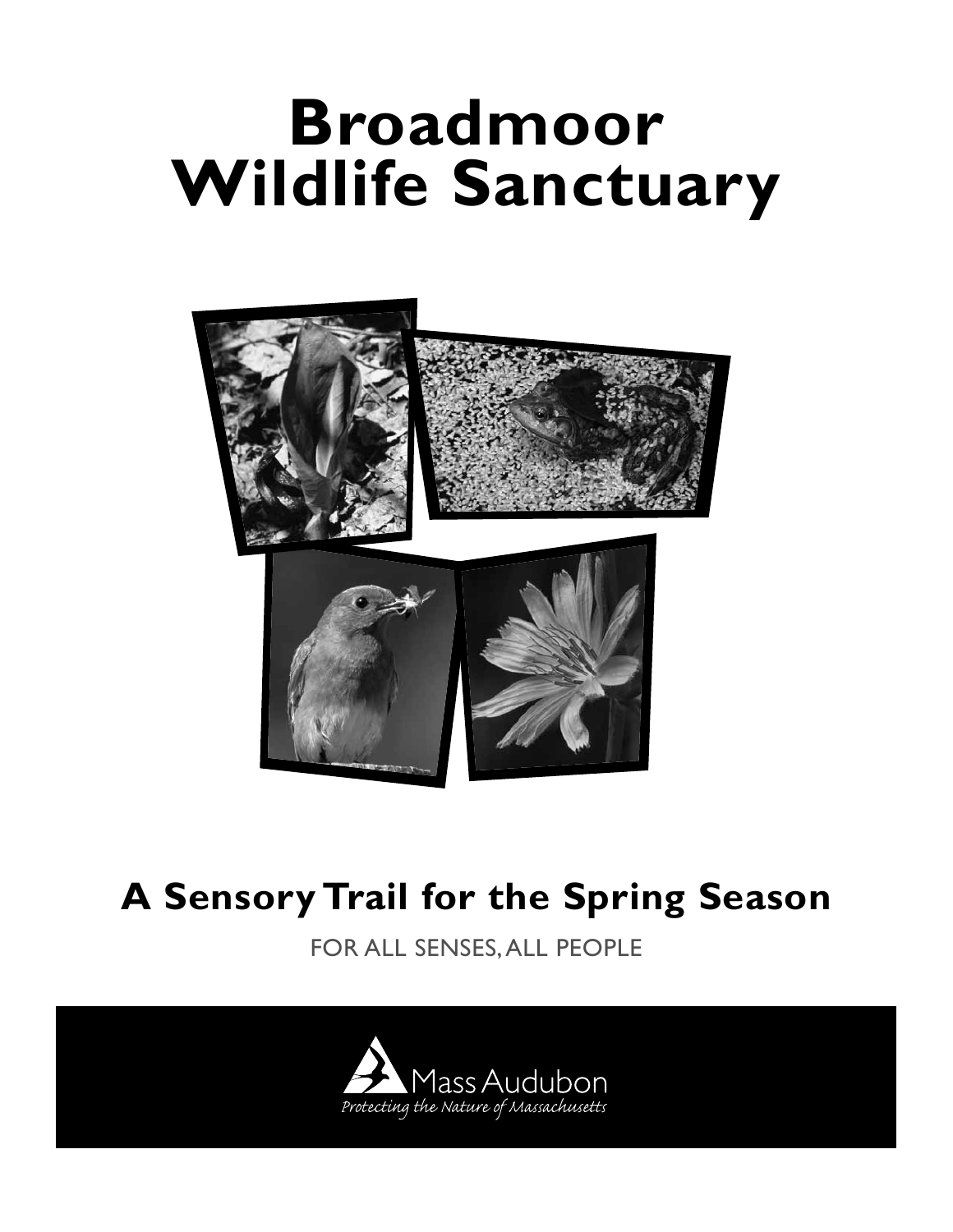# Broadmoor Wildlife Sanctuary

## A Sensory Trail for the Spring Season

FOR ALL SENSES, ALL PEOPLE

Mass Audubon

*Protecting the Nature of Massachusetts*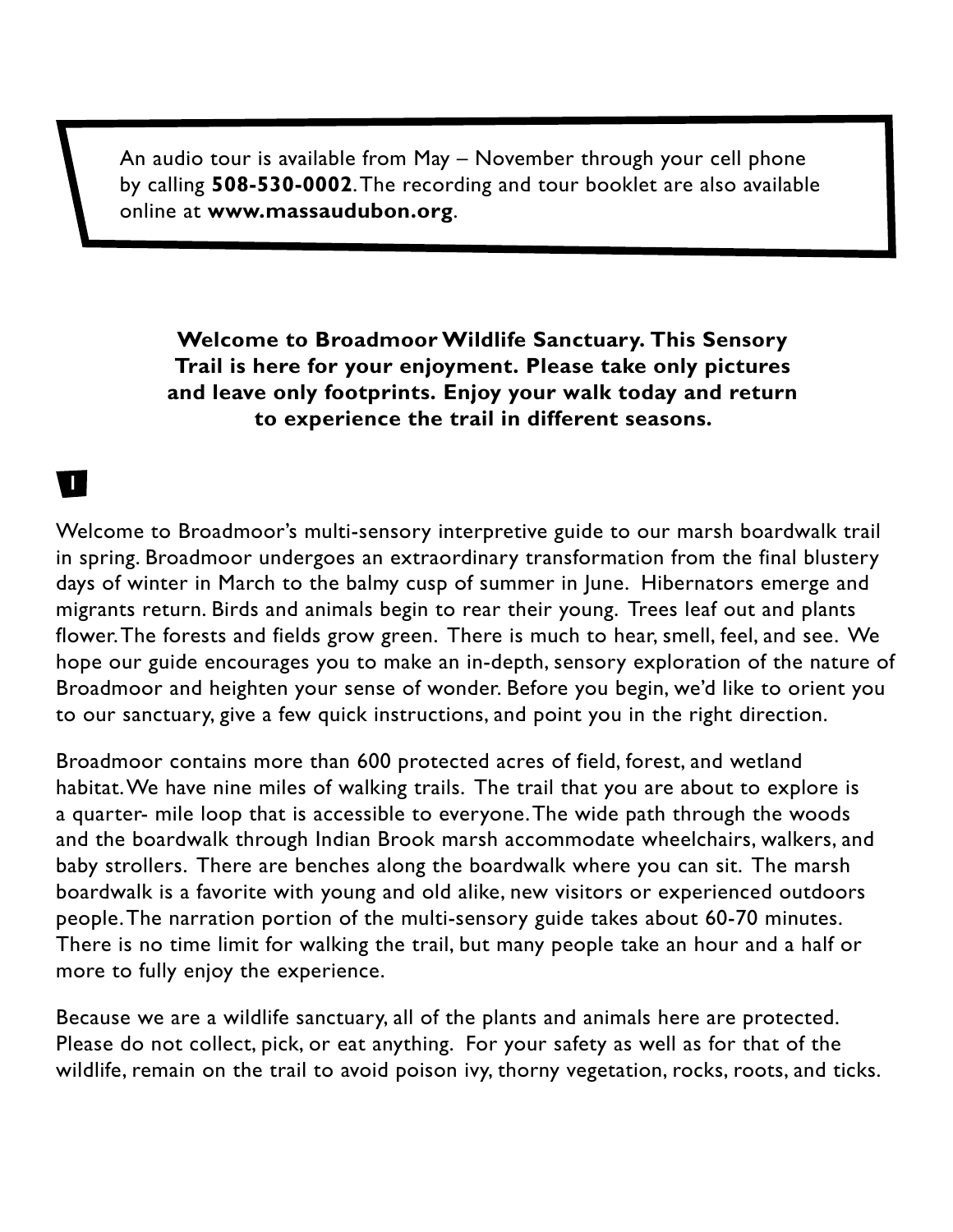An audio tour is available from May – November through your cell phone by calling **508-530-0002**. The recording and tour booklet are also available online at **www.massaudubon.org**.

**Welcome to Broadmoor Wildlife Sanctuary. This Sensory Trail is here for your enjoyment. Please take only pictures and leave only footprints. Enjoy your walk today and return to experience the trail in different seasons.**

## 1

Welcome to Broadmoor's multi-sensory interpretive guide to our marsh boardwalk trail in spring. Broadmoor undergoes an extraordinary transformation from the final blustery days of winter in March to the balmy cusp of summer in June. Hibernators emerge and migrants return. Birds and animals begin to rear their young. Trees leaf out and plants flower. The forests and fields grow green. There is much to hear, smell, feel, and see. We hope our guide encourages you to make an in-depth, sensory exploration of the nature of Broadmoor and heighten your sense of wonder. Before you begin, we'd like to orient you to our sanctuary, give a few quick instructions, and point you in the right direction.

Broadmoor contains more than 600 protected acres of field, forest, and wetland habitat. We have nine miles of walking trails. The trail that you are about to explore is a quarter- mile loop that is accessible to everyone. The wide path through the woods and the boardwalk through Indian Brook marsh accommodate wheelchairs, walkers, and baby strollers. There are benches along the boardwalk where you can sit. The marsh boardwalk is a favorite with young and old alike, new visitors or experienced outdoors people. The narration portion of the multi-sensory guide takes about 60-70 minutes. There is no time limit for walking the trail, but many people take an hour and a half or more to fully enjoy the experience.

Because we are a wildlife sanctuary, all of the plants and animals here are protected. Please do not collect, pick, or eat anything. For your safety as well as for that of the wildlife, remain on the trail to avoid poison ivy, thorny vegetation, rocks, roots, and ticks.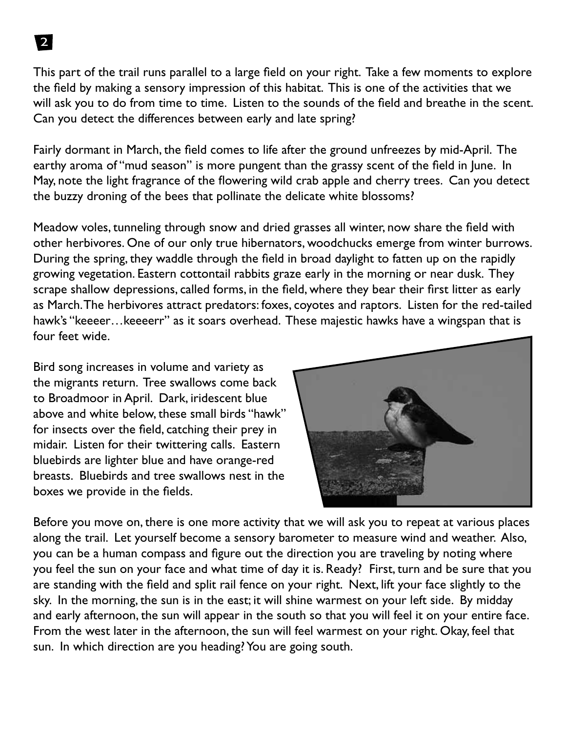**2**

This part of the trail runs parallel to a large field on your right. Take a few moments to explore the field by making a sensory impression of this habitat. This is one of the activities that we will ask you to do from time to time. Listen to the sounds of the field and breathe in the scent. Can you detect the differences between early and late spring?

Fairly dormant in March, the field comes to life after the ground unfreezes by mid-April. The earthy aroma of "mud season" is more pungent than the grassy scent of the field in June. In May, note the light fragrance of the flowering wild crab apple and cherry trees. Can you detect the buzzy droning of the bees that pollinate the delicate white blossoms?

Meadow voles, tunneling through snow and dried grasses all winter, now share the field with other herbivores. One of our only true hibernators, woodchucks emerge from winter burrows. During the spring, they waddle through the field in broad daylight to fatten up on the rapidly growing vegetation. Eastern cottontail rabbits graze early in the morning or near dusk. They scrape shallow depressions, called forms, in the field, where they bear their first litter as early as March. The herbivores attract predators: foxes, coyotes and raptors. Listen for the red-tailed hawk's "keeeer…keeeerr" as it soars overhead. These majestic hawks have a wingspan that is four feet wide.

Bird song increases in volume and variety as the migrants return. Tree swallows come back to Broadmoor in April. Dark, iridescent blue above and white below, these small birds "hawk" for insects over the field, catching their prey in midair. Listen for their twittering calls. Eastern bluebirds are lighter blue and have orange-red breasts. Bluebirds and tree swallows nest in the boxes we provide in the fields.

Before you move on, there is one more activity that we will ask you to repeat at various places along the trail. Let yourself become a sensory barometer to measure wind and weather. Also, you can be a human compass and figure out the direction you are traveling by noting where you feel the sun on your face and what time of day it is. Ready? First, turn and be sure that you are standing with the field and split rail fence on your right. Next, lift your face slightly to the sky. In the morning, the sun is in the east; it will shine warmest on your left side. By midday and early afternoon, the sun will appear in the south so that you will feel it on your entire face. From the west later in the afternoon, the sun will feel warmest on your right. Okay, feel that sun. In which direction are you heading? You are going south.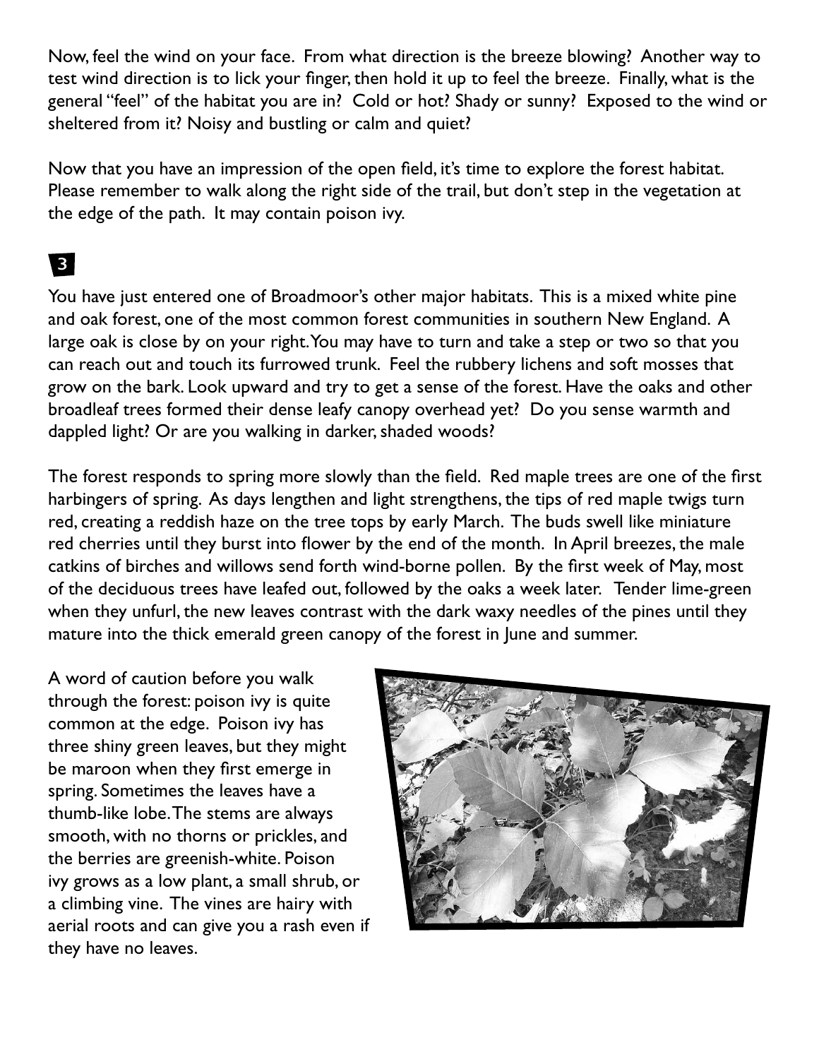Now, feel the wind on your face. From what direction is the breeze blowing? Another way to test wind direction is to lick your finger, then hold it up to feel the breeze. Finally, what is the general "feel" of the habitat you are in? Cold or hot? Shady or sunny? Exposed to the wind or sheltered from it? Noisy and bustling or calm and quiet?

Now that you have an impression of the open field, it's time to explore the forest habitat. Please remember to walk along the right side of the trail, but don't step in the vegetation at the edge of the path. It may contain poison ivy.

### 3

You have just entered one of Broadmoor's other major habitats. This is a mixed white pine and oak forest, one of the most common forest communities in southern New England. A large oak is close by on your right. You may have to turn and take a step or two so that you can reach out and touch its furrowed trunk. Feel the rubbery lichens and soft mosses that grow on the bark. Look upward and try to get a sense of the forest. Have the oaks and other broadleaf trees formed their dense leafy canopy overhead yet? Do you sense warmth and dappled light? Or are you walking in darker, shaded woods?

The forest responds to spring more slowly than the field. Red maple trees are one of the first harbingers of spring. As days lengthen and light strengthens, the tips of red maple twigs turn red, creating a reddish haze on the tree tops by early March. The buds swell like miniature red cherries until they burst into flower by the end of the month. In April breezes, the male catkins of birches and willows send forth wind-borne pollen. By the first week of May, most of the deciduous trees have leafed out, followed by the oaks a week later. Tender lime-green when they unfurl, the new leaves contrast with the dark waxy needles of the pines until they mature into the thick emerald green canopy of the forest in June and summer.

A word of caution before you walk through the forest: poison ivy is quite common at the edge. Poison ivy has three shiny green leaves, but they might be maroon when they first emerge in spring. Sometimes the leaves have a thumb-like lobe. The stems are always smooth, with no thorns or prickles, and the berries are greenish-white. Poison ivy grows as a low plant, a small shrub, or a climbing vine. The vines are hairy with aerial roots and can give you a rash even if they have no leaves.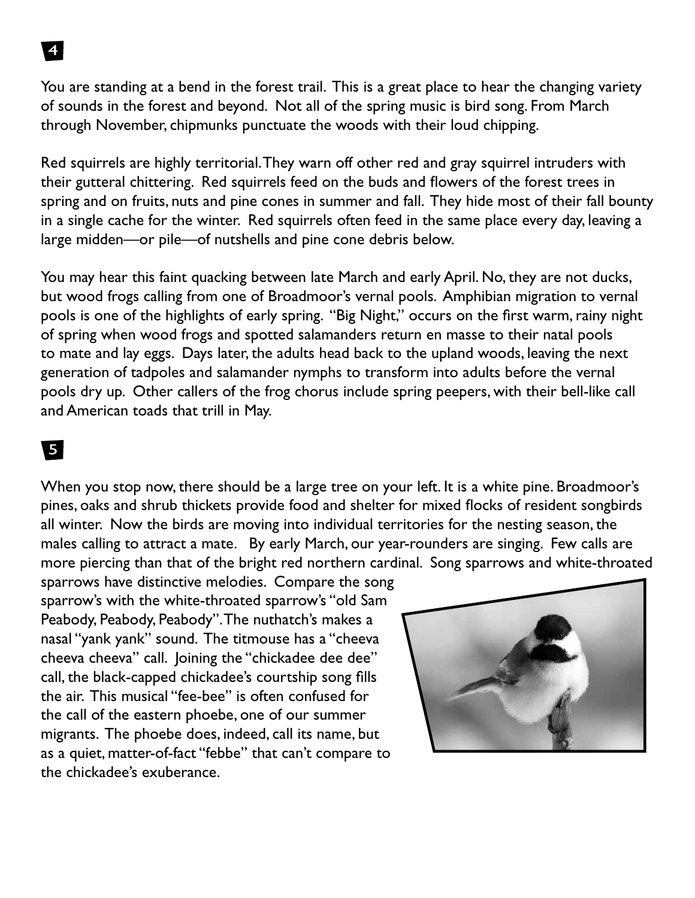## 4

You are standing at a bend in the forest trail. This is a great place to hear the changing variety of sounds in the forest and beyond. Not all of the spring music is bird song. From March through November, chipmunks punctuate the woods with their loud chipping.

Red squirrels are highly territorial. They warn off other red and gray squirrel intruders with their gutteral chittering. Red squirrels feed on the buds and flowers of the forest trees in spring and on fruits, nuts and pine cones in summer and fall. They hide most of their fall bounty in a single cache for the winter. Red squirrels often feed in the same place every day, leaving a large midden—or pile—of nutshells and pine cone debris below.

You may hear this faint quacking between late March and early April. No, they are not ducks, but wood frogs calling from one of Broadmoor's vernal pools. Amphibian migration to vernal pools is one of the highlights of early spring. "Big Night," occurs on the first warm, rainy night of spring when wood frogs and spotted salamanders return en masse to their natal pools to mate and lay eggs. Days later, the adults head back to the upland woods, leaving the next generation of tadpoles and salamander nymphs to transform into adults before the vernal pools dry up. Other callers of the frog chorus include spring peepers, with their bell-like call and American toads that trill in May.

## 5

When you stop now, there should be a large tree on your left. It is a white pine. Broadmoor's pines, oaks and shrub thickets provide food and shelter for mixed flocks of resident songbirds all winter. Now the birds are moving into individual territories for the nesting season, the males calling to attract a mate. By early March, our year-rounders are singing. Few calls are more piercing than that of the bright red northern cardinal. Song sparrows and white-throated sparrows have distinctive melodies. Compare the song sparrow's with the white-throated sparrow's "old Sam Peabody, Peabody, Peabody". The nuthatch's makes a nasal "yank yank" sound. The titmouse has a "cheeva cheeva cheeva" call. Joining the "chickadee dee dee" call, the black-capped chickadee's courtship song fills the air. This musical "fee-bee" is often confused for the call of the eastern phoebe, one of our summer migrants. The phoebe does, indeed, call its name, but as a quiet, matter-of-fact "febbe" that can't compare to the chickadee's exuberance.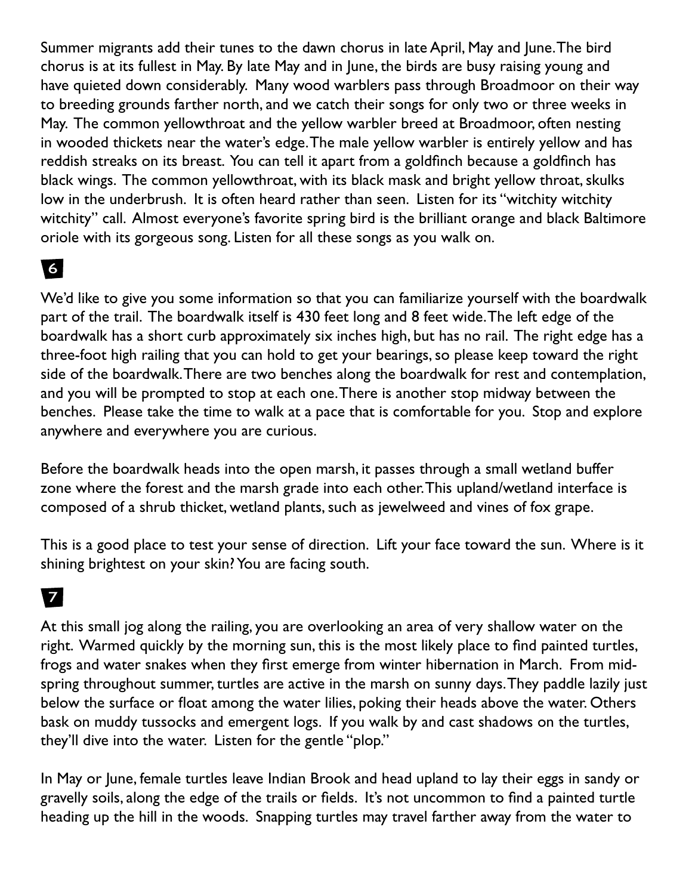Summer migrants add their tunes to the dawn chorus in late April, May and June. The bird chorus is at its fullest in May. By late May and in June, the birds are busy raising young and have quieted down considerably. Many wood warblers pass through Broadmoor on their way to breeding grounds farther north, and we catch their songs for only two or three weeks in May. The common yellowthroat and the yellow warbler breed at Broadmoor, often nesting in wooded thickets near the water's edge. The male yellow warbler is entirely yellow and has reddish streaks on its breast. You can tell it apart from a goldfinch because a goldfinch has black wings. The common yellowthroat, with its black mask and bright yellow throat, skulks low in the underbrush. It is often heard rather than seen. Listen for its "witchity witchity witchity" call. Almost everyone's favorite spring bird is the brilliant orange and black Baltimore oriole with its gorgeous song. Listen for all these songs as you walk on.

**6**

We'd like to give you some information so that you can familiarize yourself with the boardwalk part of the trail. The boardwalk itself is 430 feet long and 8 feet wide. The left edge of the boardwalk has a short curb approximately six inches high, but has no rail. The right edge has a three-foot high railing that you can hold to get your bearings, so please keep toward the right side of the boardwalk. There are two benches along the boardwalk for rest and contemplation, and you will be prompted to stop at each one. There is another stop midway between the benches. Please take the time to walk at a pace that is comfortable for you. Stop and explore anywhere and everywhere you are curious.

Before the boardwalk heads into the open marsh, it passes through a small wetland buffer zone where the forest and the marsh grade into each other. This upland/wetland interface is composed of a shrub thicket, wetland plants, such as jewelweed and vines of fox grape.

This is a good place to test your sense of direction. Lift your face toward the sun. Where is it shining brightest on your skin? You are facing south.

**7**

At this small jog along the railing, you are overlooking an area of very shallow water on the right. Warmed quickly by the morning sun, this is the most likely place to find painted turtles, frogs and water snakes when they first emerge from winter hibernation in March. From mid-spring throughout summer, turtles are active in the marsh on sunny days. They paddle lazily just below the surface or float among the water lilies, poking their heads above the water. Others bask on muddy tussocks and emergent logs. If you walk by and cast shadows on the turtles, they'll dive into the water. Listen for the gentle "plop."

In May or June, female turtles leave Indian Brook and head upland to lay their eggs in sandy or gravelly soils, along the edge of the trails or fields. It's not uncommon to find a painted turtle heading up the hill in the woods. Snapping turtles may travel farther away from the water to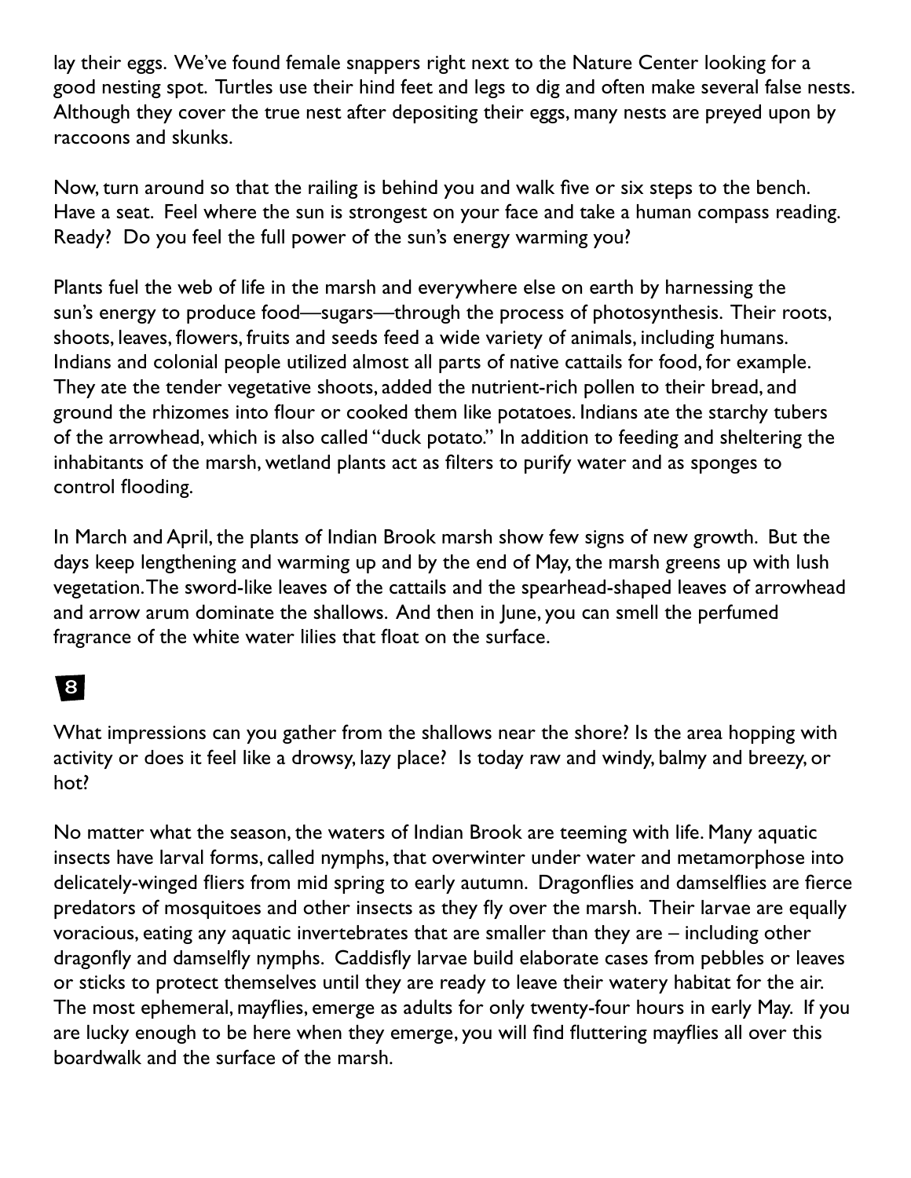lay their eggs. We've found female snappers right next to the Nature Center looking for a good nesting spot. Turtles use their hind feet and legs to dig and often make several false nests. Although they cover the true nest after depositing their eggs, many nests are preyed upon by raccoons and skunks.

Now, turn around so that the railing is behind you and walk five or six steps to the bench. Have a seat. Feel where the sun is strongest on your face and take a human compass reading. Ready? Do you feel the full power of the sun's energy warming you?

Plants fuel the web of life in the marsh and everywhere else on earth by harnessing the sun's energy to produce food—sugars—through the process of photosynthesis. Their roots, shoots, leaves, flowers, fruits and seeds feed a wide variety of animals, including humans. Indians and colonial people utilized almost all parts of native cattails for food, for example. They ate the tender vegetative shoots, added the nutrient-rich pollen to their bread, and ground the rhizomes into flour or cooked them like potatoes. Indians ate the starchy tubers of the arrowhead, which is also called "duck potato." In addition to feeding and sheltering the inhabitants of the marsh, wetland plants act as filters to purify water and as sponges to control flooding.

In March and April, the plants of Indian Brook marsh show few signs of new growth. But the days keep lengthening and warming up and by the end of May, the marsh greens up with lush vegetation. The sword-like leaves of the cattails and the spearhead-shaped leaves of arrowhead and arrow arum dominate the shallows. And then in June, you can smell the perfumed fragrance of the white water lilies that float on the surface.

## 8

What impressions can you gather from the shallows near the shore? Is the area hopping with activity or does it feel like a drowsy, lazy place? Is today raw and windy, balmy and breezy, or hot?

No matter what the season, the waters of Indian Brook are teeming with life. Many aquatic insects have larval forms, called nymphs, that overwinter under water and metamorphose into delicately-winged fliers from mid spring to early autumn. Dragonflies and damselflies are fierce predators of mosquitoes and other insects as they fly over the marsh. Their larvae are equally voracious, eating any aquatic invertebrates that are smaller than they are – including other dragonfly and damselfly nymphs. Caddisfly larvae build elaborate cases from pebbles or leaves or sticks to protect themselves until they are ready to leave their watery habitat for the air. The most ephemeral, mayflies, emerge as adults for only twenty-four hours in early May. If you are lucky enough to be here when they emerge, you will find fluttering mayflies all over this boardwalk and the surface of the marsh.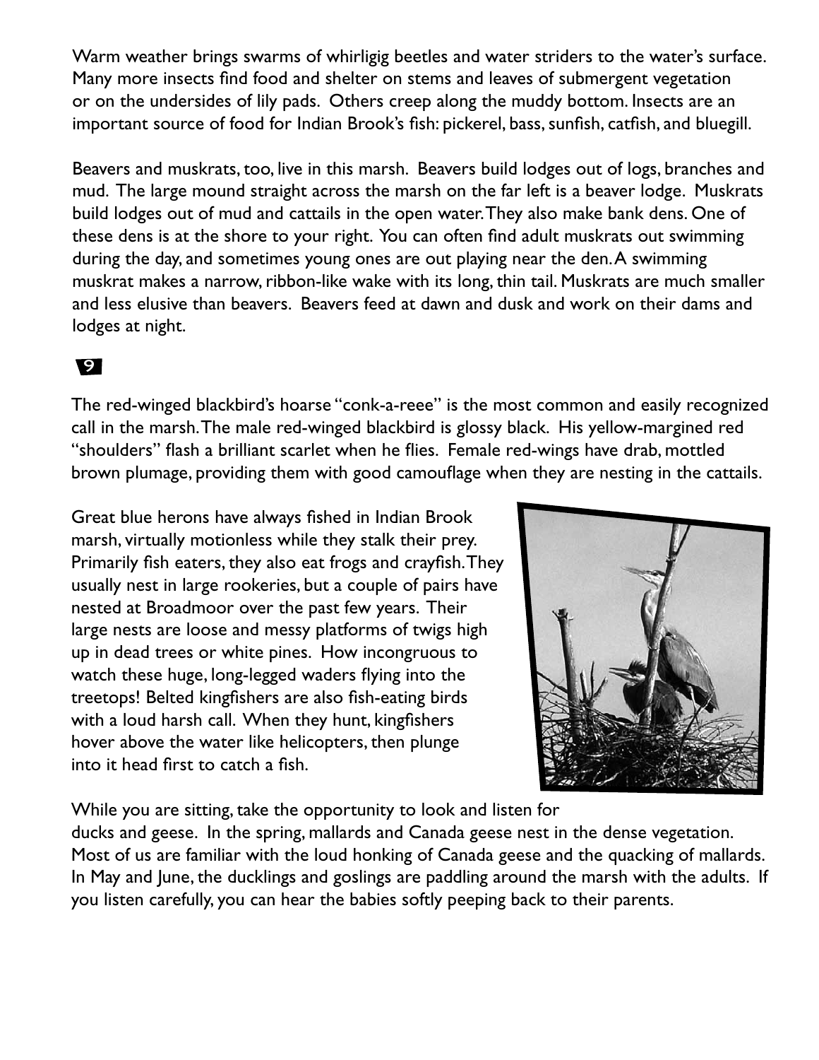Warm weather brings swarms of whirligig beetles and water striders to the water's surface. Many more insects find food and shelter on stems and leaves of submergent vegetation or on the undersides of lily pads. Others creep along the muddy bottom. Insects are an important source of food for Indian Brook's fish: pickerel, bass, sunfish, catfish, and bluegill.

Beavers and muskrats, too, live in this marsh. Beavers build lodges out of logs, branches and mud. The large mound straight across the marsh on the far left is a beaver lodge. Muskrats build lodges out of mud and cattails in the open water. They also make bank dens. One of these dens is at the shore to your right. You can often find adult muskrats out swimming during the day, and sometimes young ones are out playing near the den. A swimming muskrat makes a narrow, ribbon-like wake with its long, thin tail. Muskrats are much smaller and less elusive than beavers. Beavers feed at dawn and dusk and work on their dams and lodges at night.

**9**

The red-winged blackbird's hoarse "conk-a-reee" is the most common and easily recognized call in the marsh. The male red-winged blackbird is glossy black. His yellow-margined red "shoulders" flash a brilliant scarlet when he flies. Female red-wings have drab, mottled brown plumage, providing them with good camouflage when they are nesting in the cattails.

Great blue herons have always fished in Indian Brook marsh, virtually motionless while they stalk their prey. Primarily fish eaters, they also eat frogs and crayfish. They usually nest in large rookeries, but a couple of pairs have nested at Broadmoor over the past few years. Their large nests are loose and messy platforms of twigs high up in dead trees or white pines. How incongruous to watch these huge, long-legged waders flying into the treetops! Belted kingfishers are also fish-eating birds with a loud harsh call. When they hunt, kingfishers hover above the water like helicopters, then plunge into it head first to catch a fish.

While you are sitting, take the opportunity to look and listen for ducks and geese. In the spring, mallards and Canada geese nest in the dense vegetation. Most of us are familiar with the loud honking of Canada geese and the quacking of mallards. In May and June, the ducklings and goslings are paddling around the marsh with the adults. If you listen carefully, you can hear the babies softly peeping back to their parents.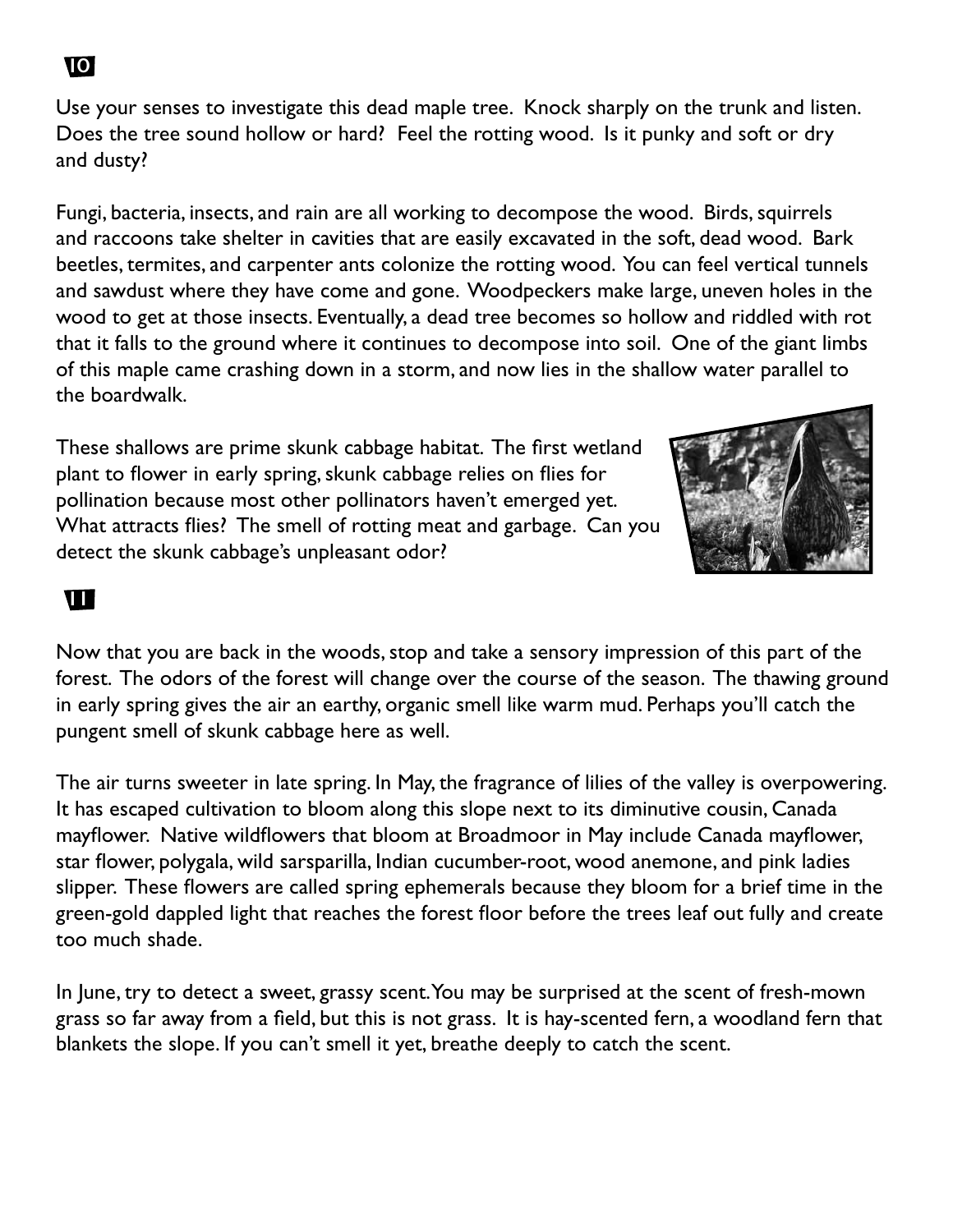## 10

Use your senses to investigate this dead maple tree. Knock sharply on the trunk and listen. Does the tree sound hollow or hard? Feel the rotting wood. Is it punky and soft or dry and dusty?

Fungi, bacteria, insects, and rain are all working to decompose the wood. Birds, squirrels and raccoons take shelter in cavities that are easily excavated in the soft, dead wood. Bark beetles, termites, and carpenter ants colonize the rotting wood. You can feel vertical tunnels and sawdust where they have come and gone. Woodpeckers make large, uneven holes in the wood to get at those insects. Eventually, a dead tree becomes so hollow and riddled with rot that it falls to the ground where it continues to decompose into soil. One of the giant limbs of this maple came crashing down in a storm, and now lies in the shallow water parallel to the boardwalk.

These shallows are prime skunk cabbage habitat. The first wetland plant to flower in early spring, skunk cabbage relies on flies for pollination because most other pollinators haven't emerged yet. What attracts flies? The smell of rotting meat and garbage. Can you detect the skunk cabbage's unpleasant odor?

## 11

Now that you are back in the woods, stop and take a sensory impression of this part of the forest. The odors of the forest will change over the course of the season. The thawing ground in early spring gives the air an earthy, organic smell like warm mud. Perhaps you'll catch the pungent smell of skunk cabbage here as well.

The air turns sweeter in late spring. In May, the fragrance of lilies of the valley is overpowering. It has escaped cultivation to bloom along this slope next to its diminutive cousin, Canada mayflower. Native wildflowers that bloom at Broadmoor in May include Canada mayflower, star flower, polygala, wild sarsparilla, Indian cucumber-root, wood anemone, and pink ladies slipper. These flowers are called spring ephemerals because they bloom for a brief time in the green-gold dappled light that reaches the forest floor before the trees leaf out fully and create too much shade.

In June, try to detect a sweet, grassy scent. You may be surprised at the scent of fresh-mown grass so far away from a field, but this is not grass. It is hay-scented fern, a woodland fern that blankets the slope. If you can't smell it yet, breathe deeply to catch the scent.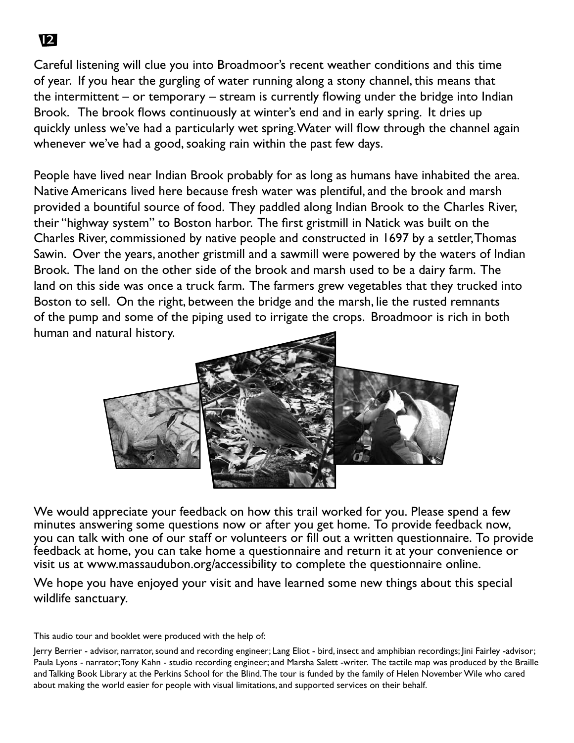Careful listening will clue you into Broadmoor's recent weather conditions and this time of year. If you hear the gurgling of water running along a stony channel, this means that the intermittent – or temporary – stream is currently flowing under the bridge into Indian Brook. The brook flows continuously at winter's end and in early spring. It dries up quickly unless we've had a particularly wet spring. Water will flow through the channel again whenever we've had a good, soaking rain within the past few days.

People have lived near Indian Brook probably for as long as humans have inhabited the area. Native Americans lived here because fresh water was plentiful, and the brook and marsh provided a bountiful source of food. They paddled along Indian Brook to the Charles River, their "highway system" to Boston harbor. The first gristmill in Natick was built on the Charles River, commissioned by native people and constructed in 1697 by a settler, Thomas Sawin. Over the years, another gristmill and a sawmill were powered by the waters of Indian Brook. The land on the other side of the brook and marsh used to be a dairy farm. The land on this side was once a truck farm. The farmers grew vegetables that they trucked into Boston to sell. On the right, between the bridge and the marsh, lie the rusted remnants of the pump and some of the piping used to irrigate the crops. Broadmoor is rich in both human and natural history.

We would appreciate your feedback on how this trail worked for you. Please spend a few minutes answering some questions now or after you get home. To provide feedback now, you can talk with one of our staff or volunteers or fill out a written questionnaire. To provide feedback at home, you can take home a questionnaire and return it at your convenience or visit us at www.massaudubon.org/accessibility to complete the questionnaire online.

We hope you have enjoyed your visit and have learned some new things about this special wildlife sanctuary.

This audio tour and booklet were produced with the help of:

Jerry Berrier - advisor, narrator, sound and recording engineer; Lang Eliot - bird, insect and amphibian recordings; Jini Fairley -advisor; Paula Lyons - narrator; Tony Kahn - studio recording engineer; and Marsha Salett -writer. The tactile map was produced by the Braille and Talking Book Library at the Perkins School for the Blind. The tour is funded by the family of Helen November Wile who cared about making the world easier for people with visual limitations, and supported services on their behalf.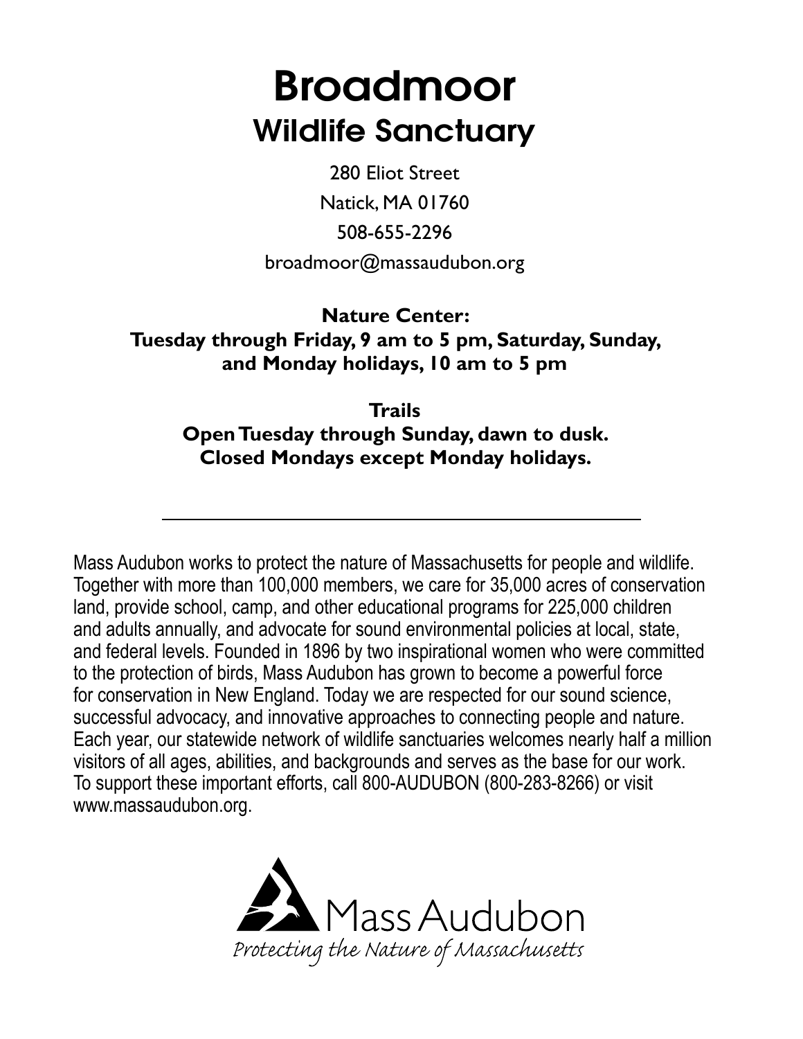# Broadmoor

## Wildlife Sanctuary

280 Eliot Street

Natick, MA 01760

508-655-2296

broadmoor@massaudubon.org

**Nature Center:**
**Tuesday through Friday, 9 am to 5 pm, Saturday, Sunday, and Monday holidays, 10 am to 5 pm**

**Trails**
**Open Tuesday through Sunday, dawn to dusk.**
**Closed Mondays except Monday holidays.**

---

Mass Audubon works to protect the nature of Massachusetts for people and wildlife. Together with more than 100,000 members, we care for 35,000 acres of conservation land, provide school, camp, and other educational programs for 225,000 children and adults annually, and advocate for sound environmental policies at local, state, and federal levels. Founded in 1896 by two inspirational women who were committed to the protection of birds, Mass Audubon has grown to become a powerful force for conservation in New England. Today we are respected for our sound science, successful advocacy, and innovative approaches to connecting people and nature. Each year, our statewide network of wildlife sanctuaries welcomes nearly half a million visitors of all ages, abilities, and backgrounds and serves as the base for our work. To support these important efforts, call 800-AUDUBON (800-283-8266) or visit www.massaudubon.org.

Mass Audubon

*Protecting the Nature of Massachusetts*